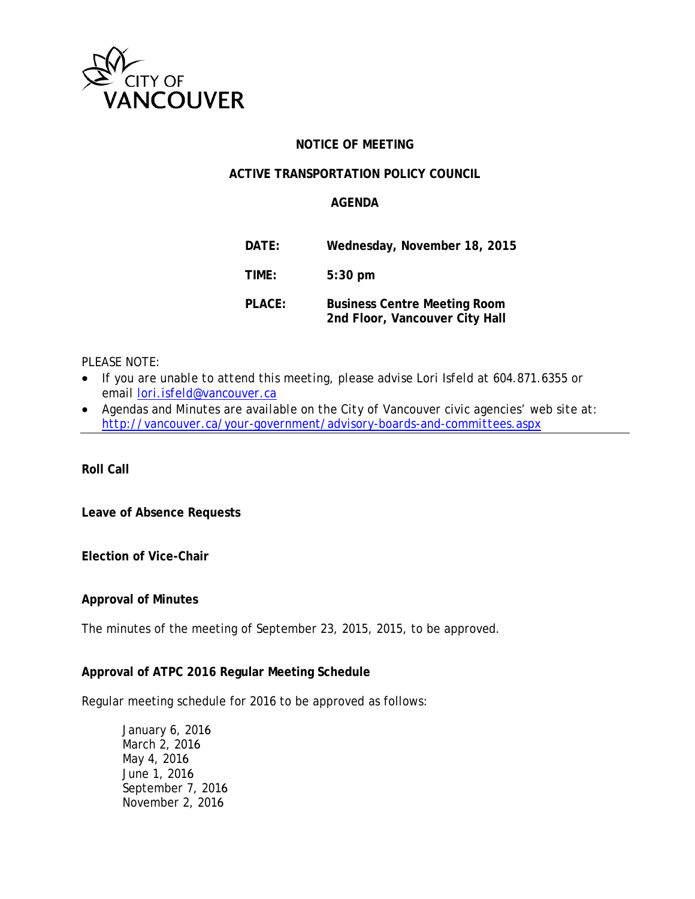CITY OF VANCOUVER

## NOTICE OF MEETING

## ACTIVE TRANSPORTATION POLICY COUNCIL

## AGENDA

**DATE:** **Wednesday, November 18, 2015**

**TIME:** **5:30 pm**

**PLACE:** **Business Centre Meeting Room**
**2nd Floor, Vancouver City Hall**

PLEASE NOTE:

- If you are unable to attend this meeting, please advise Lori Isfeld at 604.871.6355 or email lori.isfeld@vancouver.ca
- Agendas and Minutes are available on the City of Vancouver civic agencies' web site at: http://vancouver.ca/your-government/advisory-boards-and-committees.aspx

---

**Roll Call**

**Leave of Absence Requests**

**Election of Vice-Chair**

**Approval of Minutes**

The minutes of the meeting of September 23, 2015, 2015, to be approved.

**Approval of ATPC 2016 Regular Meeting Schedule**

Regular meeting schedule for 2016 to be approved as follows:

January 6, 2016
March 2, 2016
May 4, 2016
June 1, 2016
September 7, 2016
November 2, 2016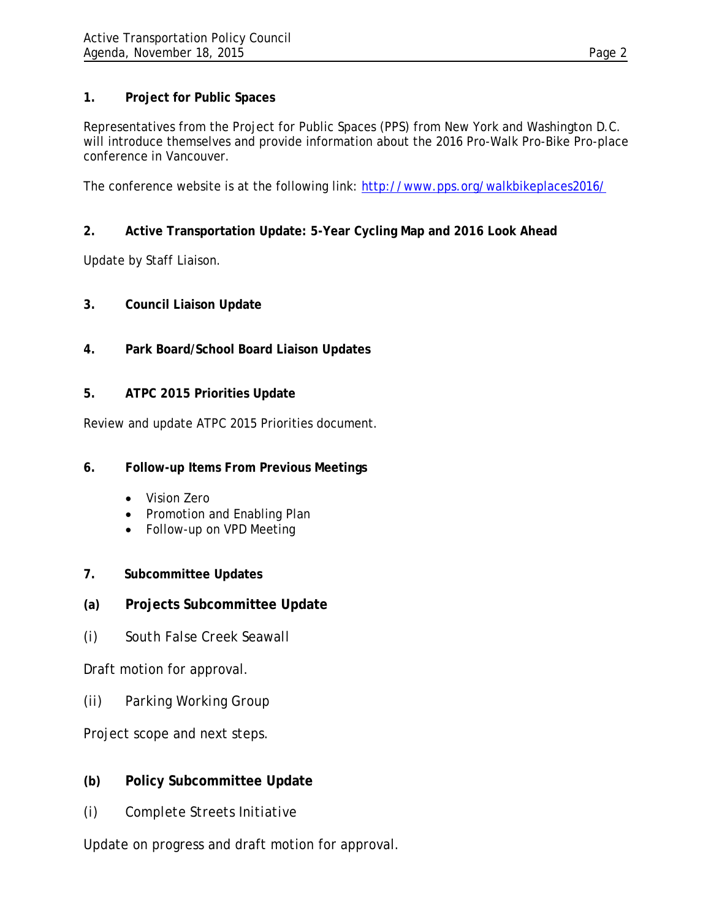## 1. Project for Public Spaces

Representatives from the Project for Public Spaces (PPS) from New York and Washington D.C. will introduce themselves and provide information about the 2016 Pro-Walk Pro-Bike Pro-place conference in Vancouver.

The conference website is at the following link: [http://www.pps.org/walkbikeplaces2016/](http://www.pps.org/walkbikeplaces2016/)

## 2. Active Transportation Update: 5-Year Cycling Map and 2016 Look Ahead

Update by Staff Liaison.

## 3. Council Liaison Update

## 4. Park Board/School Board Liaison Updates

## 5. ATPC 2015 Priorities Update

Review and update ATPC 2015 Priorities document.

## 6. Follow-up Items From Previous Meetings

- Vision Zero
- Promotion and Enabling Plan
- Follow-up on VPD Meeting

## 7. Subcommittee Updates

### (a) Projects Subcommittee Update

(i) South False Creek Seawall

Draft motion for approval.

(ii) Parking Working Group

Project scope and next steps.

### (b) Policy Subcommittee Update

(i) Complete Streets Initiative

Update on progress and draft motion for approval.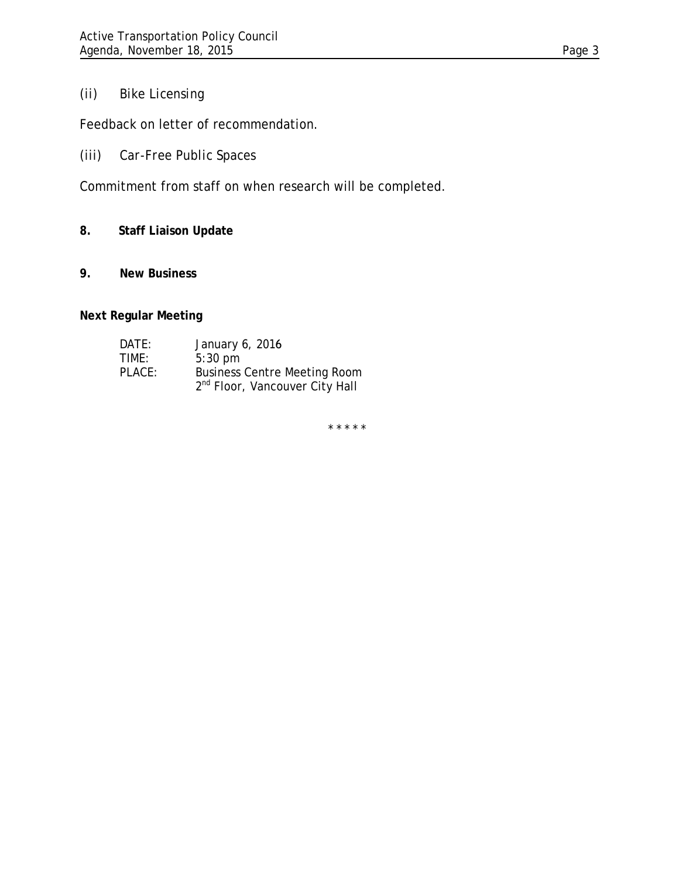(ii) Bike Licensing

Feedback on letter of recommendation.

(iii) Car-Free Public Spaces

Commitment from staff on when research will be completed.

**8. Staff Liaison Update**

**9. New Business**

**Next Regular Meeting**

| | |
|---|---|
| DATE: | January 6, 2016 |
| TIME: | 5:30 pm |
| PLACE: | Business Centre Meeting Room<br>2nd Floor, Vancouver City Hall |

\* \* \* \* \*